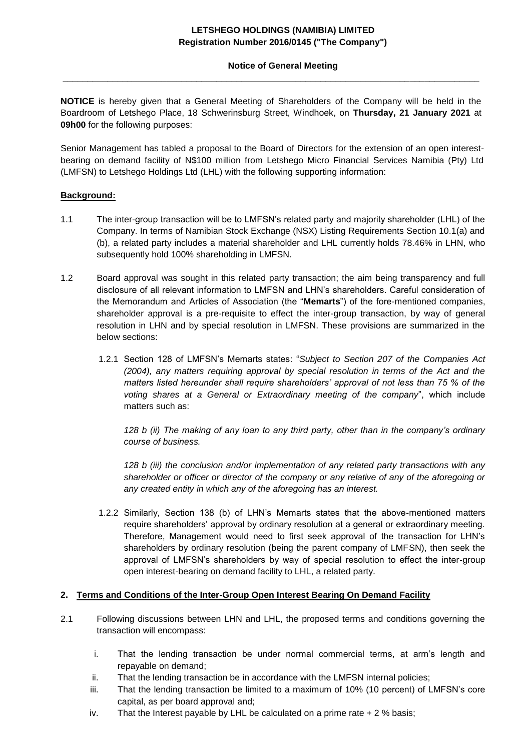**LETSHEGO HOLDINGS (NAMIBIA) LIMITED**
**Registration Number 2016/0145 ("The Company")**

**Notice of General Meeting**

---

**NOTICE** is hereby given that a General Meeting of Shareholders of the Company will be held in the Boardroom of Letshego Place, 18 Schwerinsburg Street, Windhoek, on **Thursday, 21 January 2021** at **09h00** for the following purposes:

Senior Management has tabled a proposal to the Board of Directors for the extension of an open interest-bearing on demand facility of N$100 million from Letshego Micro Financial Services Namibia (Pty) Ltd (LMFSN) to Letshego Holdings Ltd (LHL) with the following supporting information:

**Background:**

1.1 The inter-group transaction will be to LMFSN's related party and majority shareholder (LHL) of the Company. In terms of Namibian Stock Exchange (NSX) Listing Requirements Section 10.1(a) and (b), a related party includes a material shareholder and LHL currently holds 78.46% in LHN, who subsequently hold 100% shareholding in LMFSN.

1.2 Board approval was sought in this related party transaction; the aim being transparency and full disclosure of all relevant information to LMFSN and LHN's shareholders. Careful consideration of the Memorandum and Articles of Association (the "**Memarts**") of the fore-mentioned companies, shareholder approval is a pre-requisite to effect the inter-group transaction, by way of general resolution in LHN and by special resolution in LMFSN. These provisions are summarized in the below sections:

1.2.1 Section 128 of LMFSN's Memarts states: "*Subject to Section 207 of the Companies Act (2004), any matters requiring approval by special resolution in terms of the Act and the matters listed hereunder shall require shareholders' approval of not less than 75 % of the voting shares at a General or Extraordinary meeting of the company*", which include matters such as:

*128 b (ii) The making of any loan to any third party, other than in the company's ordinary course of business.*

*128 b (iii) the conclusion and/or implementation of any related party transactions with any shareholder or officer or director of the company or any relative of any of the aforegoing or any created entity in which any of the aforegoing has an interest.*

1.2.2 Similarly, Section 138 (b) of LHN's Memarts states that the above-mentioned matters require shareholders' approval by ordinary resolution at a general or extraordinary meeting. Therefore, Management would need to first seek approval of the transaction for LHN's shareholders by ordinary resolution (being the parent company of LMFSN), then seek the approval of LMFSN's shareholders by way of special resolution to effect the inter-group open interest-bearing on demand facility to LHL, a related party.

**2. Terms and Conditions of the Inter-Group Open Interest Bearing On Demand Facility**

2.1 Following discussions between LHN and LHL, the proposed terms and conditions governing the transaction will encompass:

i. That the lending transaction be under normal commercial terms, at arm's length and repayable on demand;
ii. That the lending transaction be in accordance with the LMFSN internal policies;
iii. That the lending transaction be limited to a maximum of 10% (10 percent) of LMFSN's core capital, as per board approval and;
iv. That the Interest payable by LHL be calculated on a prime rate + 2 % basis;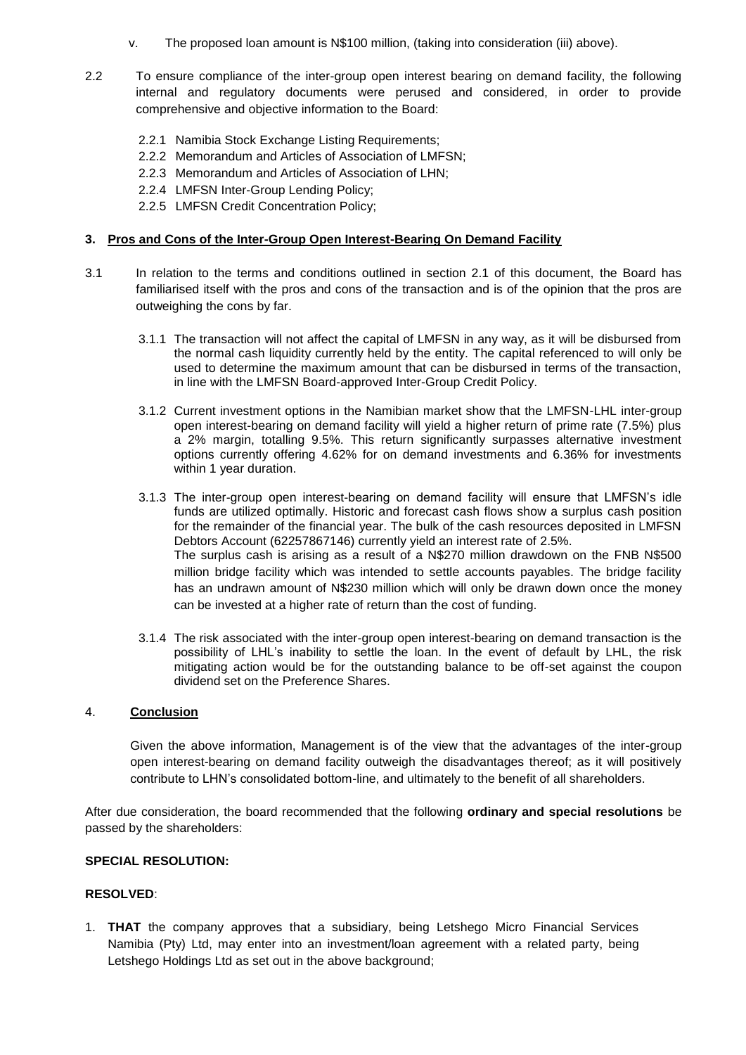v. The proposed loan amount is N$100 million, (taking into consideration (iii) above).

2.2 To ensure compliance of the inter-group open interest bearing on demand facility, the following internal and regulatory documents were perused and considered, in order to provide comprehensive and objective information to the Board:

2.2.1 Namibia Stock Exchange Listing Requirements;
2.2.2 Memorandum and Articles of Association of LMFSN;
2.2.3 Memorandum and Articles of Association of LHN;
2.2.4 LMFSN Inter-Group Lending Policy;
2.2.5 LMFSN Credit Concentration Policy;

### 3. Pros and Cons of the Inter-Group Open Interest-Bearing On Demand Facility

3.1 In relation to the terms and conditions outlined in section 2.1 of this document, the Board has familiarised itself with the pros and cons of the transaction and is of the opinion that the pros are outweighing the cons by far.

3.1.1 The transaction will not affect the capital of LMFSN in any way, as it will be disbursed from the normal cash liquidity currently held by the entity. The capital referenced to will only be used to determine the maximum amount that can be disbursed in terms of the transaction, in line with the LMFSN Board-approved Inter-Group Credit Policy.

3.1.2 Current investment options in the Namibian market show that the LMFSN-LHL inter-group open interest-bearing on demand facility will yield a higher return of prime rate (7.5%) plus a 2% margin, totalling 9.5%. This return significantly surpasses alternative investment options currently offering 4.62% for on demand investments and 6.36% for investments within 1 year duration.

3.1.3 The inter-group open interest-bearing on demand facility will ensure that LMFSN's idle funds are utilized optimally. Historic and forecast cash flows show a surplus cash position for the remainder of the financial year. The bulk of the cash resources deposited in LMFSN Debtors Account (62257867146) currently yield an interest rate of 2.5%.
The surplus cash is arising as a result of a N$270 million drawdown on the FNB N$500 million bridge facility which was intended to settle accounts payables. The bridge facility has an undrawn amount of N$230 million which will only be drawn down once the money can be invested at a higher rate of return than the cost of funding.

3.1.4 The risk associated with the inter-group open interest-bearing on demand transaction is the possibility of LHL's inability to settle the loan. In the event of default by LHL, the risk mitigating action would be for the outstanding balance to be off-set against the coupon dividend set on the Preference Shares.

### 4. Conclusion

Given the above information, Management is of the view that the advantages of the inter-group open interest-bearing on demand facility outweigh the disadvantages thereof; as it will positively contribute to LHN's consolidated bottom-line, and ultimately to the benefit of all shareholders.

After due consideration, the board recommended that the following **ordinary and special resolutions** be passed by the shareholders:

**SPECIAL RESOLUTION:**

**RESOLVED**:

1. **THAT** the company approves that a subsidiary, being Letshego Micro Financial Services Namibia (Pty) Ltd, may enter into an investment/loan agreement with a related party, being Letshego Holdings Ltd as set out in the above background;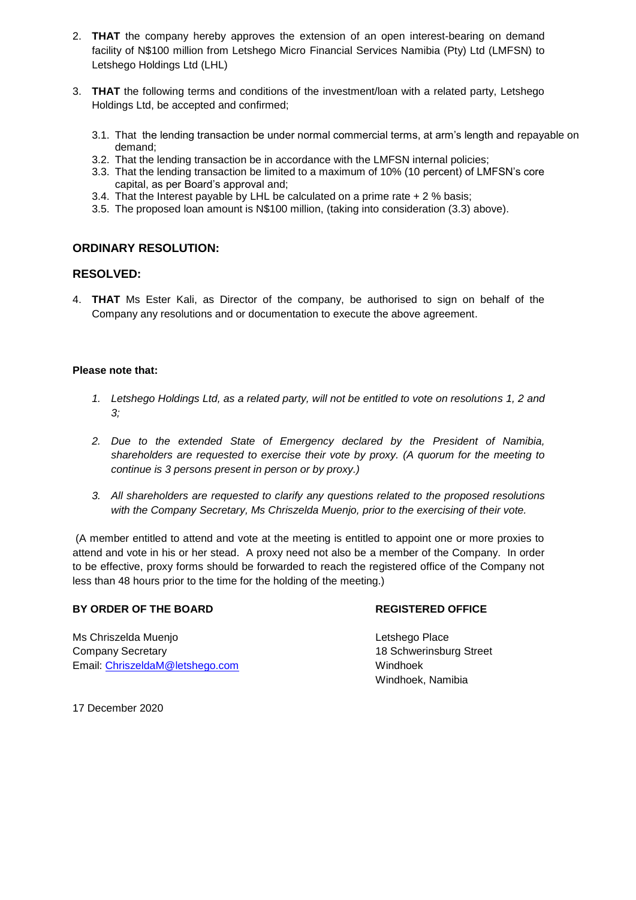2. **THAT** the company hereby approves the extension of an open interest-bearing on demand facility of N$100 million from Letshego Micro Financial Services Namibia (Pty) Ltd (LMFSN) to Letshego Holdings Ltd (LHL)

3. **THAT** the following terms and conditions of the investment/loan with a related party, Letshego Holdings Ltd, be accepted and confirmed;

   3.1. That the lending transaction be under normal commercial terms, at arm's length and repayable on demand;
   3.2. That the lending transaction be in accordance with the LMFSN internal policies;
   3.3. That the lending transaction be limited to a maximum of 10% (10 percent) of LMFSN's core capital, as per Board's approval and;
   3.4. That the Interest payable by LHL be calculated on a prime rate + 2 % basis;
   3.5. The proposed loan amount is N$100 million, (taking into consideration (3.3) above).

## ORDINARY RESOLUTION:

## RESOLVED:

4. **THAT** Ms Ester Kali, as Director of the company, be authorised to sign on behalf of the Company any resolutions and or documentation to execute the above agreement.

**Please note that:**

1. *Letshego Holdings Ltd, as a related party, will not be entitled to vote on resolutions 1, 2 and 3;*

2. *Due to the extended State of Emergency declared by the President of Namibia, shareholders are requested to exercise their vote by proxy. (A quorum for the meeting to continue is 3 persons present in person or by proxy.)*

3. *All shareholders are requested to clarify any questions related to the proposed resolutions with the Company Secretary, Ms Chriszelda Muenjo, prior to the exercising of their vote.*

(A member entitled to attend and vote at the meeting is entitled to appoint one or more proxies to attend and vote in his or her stead. A proxy need not also be a member of the Company. In order to be effective, proxy forms should be forwarded to reach the registered office of the Company not less than 48 hours prior to the time for the holding of the meeting.)

**BY ORDER OF THE BOARD**

Ms Chriszelda Muenjo
Company Secretary
Email: ChriszeldaM@letshego.com

**REGISTERED OFFICE**

Letshego Place
18 Schwerinsburg Street
Windhoek
Windhoek, Namibia

17 December 2020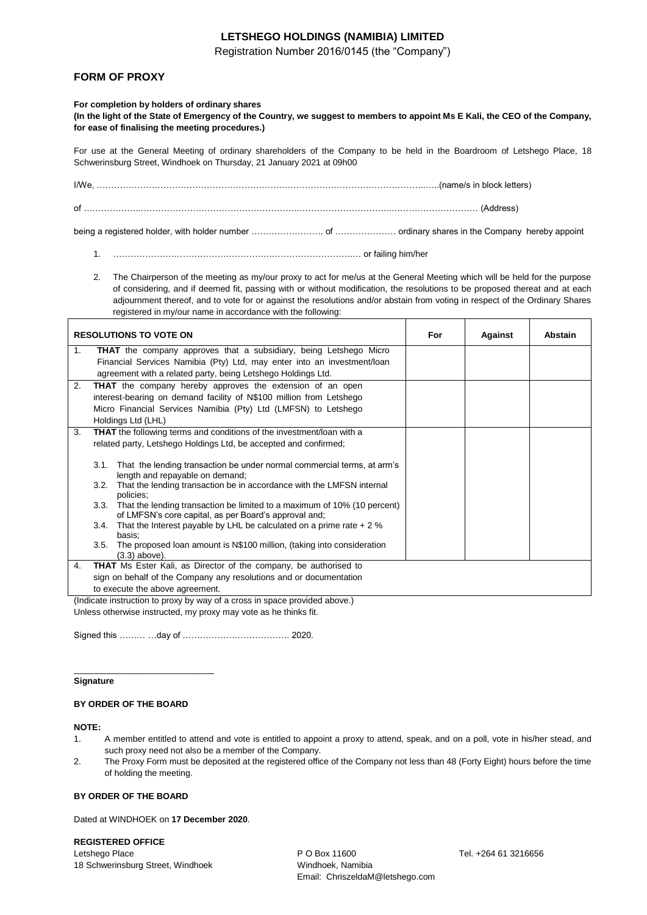**LETSHEGO HOLDINGS (NAMIBIA) LIMITED**

Registration Number 2016/0145 (the "Company")

## FORM OF PROXY

**For completion by holders of ordinary shares**

**(In the light of the State of Emergency of the Country, we suggest to members to appoint Ms E Kali, the CEO of the Company, for ease of finalising the meeting procedures.)**

For use at the General Meeting of ordinary shareholders of the Company to be held in the Boardroom of Letshego Place, 18 Schwerinsburg Street, Windhoek on Thursday, 21 January 2021 at 09h00

I/We, ……………………………………………………………………………………………………..…..(name/s in block letters)

of …………………………………………………………………………………………………………………………… (Address)

being a registered holder, with holder number ……………………. of ………………… ordinary shares in the Company hereby appoint

1. ………………………………………………………………………..… or failing him/her
2. The Chairperson of the meeting as my/our proxy to act for me/us at the General Meeting which will be held for the purpose of considering, and if deemed fit, passing with or without modification, the resolutions to be proposed thereat and at each adjournment thereof, and to vote for or against the resolutions and/or abstain from voting in respect of the Ordinary Shares registered in my/our name in accordance with the following:

| RESOLUTIONS TO VOTE ON | For | Against | Abstain |
|---|---|---|---|
| 1. **THAT** the company approves that a subsidiary, being Letshego Micro Financial Services Namibia (Pty) Ltd, may enter into an investment/loan agreement with a related party, being Letshego Holdings Ltd. | | | |
| 2. **THAT** the company hereby approves the extension of an open interest-bearing on demand facility of N$100 million from Letshego Micro Financial Services Namibia (Pty) Ltd (LMFSN) to Letshego Holdings Ltd (LHL) | | | |
| 3. **THAT** the following terms and conditions of the investment/loan with a related party, Letshego Holdings Ltd, be accepted and confirmed;<br>3.1. That the lending transaction be under normal commercial terms, at arm's length and repayable on demand;<br>3.2. That the lending transaction be in accordance with the LMFSN internal policies;<br>3.3. That the lending transaction be limited to a maximum of 10% (10 percent) of LMFSN's core capital, as per Board's approval and;<br>3.4. That the Interest payable by LHL be calculated on a prime rate + 2 % basis;<br>3.5. The proposed loan amount is N$100 million, (taking into consideration (3.3) above). | | | |
| 4. **THAT** Ms Ester Kali, as Director of the company, be authorised to sign on behalf of the Company any resolutions and or documentation to execute the above agreement. | | | |

(Indicate instruction to proxy by way of a cross in space provided above.)
Unless otherwise instructed, my proxy may vote as he thinks fit.

Signed this ……… …day of ………………………………. 2020.

\_\_\_\_\_\_\_\_\_\_\_\_\_\_\_\_\_\_\_\_\_\_\_\_\_\_\_\_

**Signature**

**BY ORDER OF THE BOARD**

**NOTE:**

1. A member entitled to attend and vote is entitled to appoint a proxy to attend, speak, and on a poll, vote in his/her stead, and such proxy need not also be a member of the Company.
2. The Proxy Form must be deposited at the registered office of the Company not less than 48 (Forty Eight) hours before the time of holding the meeting.

**BY ORDER OF THE BOARD**

Dated at WINDHOEK on **17 December 2020**.

**REGISTERED OFFICE**

Letshego Place
18 Schwerinsburg Street, Windhoek

P O Box 11600
Windhoek, Namibia
Email: ChriszeldaM@letshego.com

Tel. +264 61 3216656